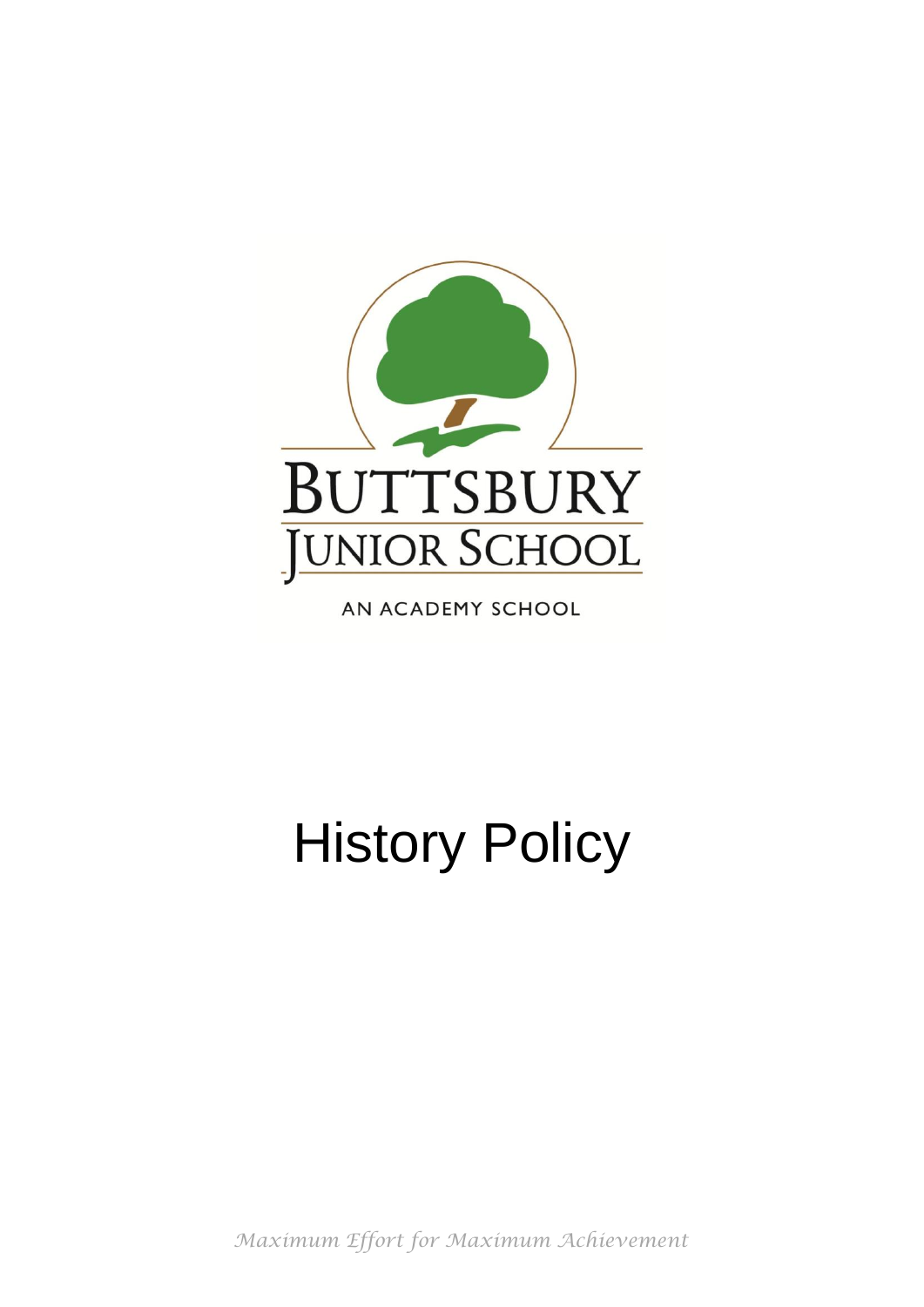BUTTSBURY
JUNIOR SCHOOL

AN ACADEMY SCHOOL

# History Policy

*Maximum Effort for Maximum Achievement*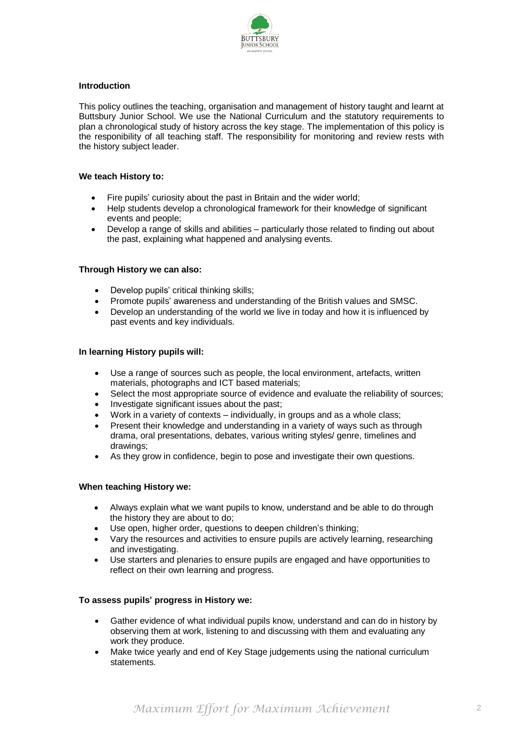**Introduction**

This policy outlines the teaching, organisation and management of history taught and learnt at Buttsbury Junior School. We use the National Curriculum and the statutory requirements to plan a chronological study of history across the key stage. The implementation of this policy is the responibility of all teaching staff. The responsibility for monitoring and review rests with the history subject leader.

**We teach History to:**

- Fire pupils' curiosity about the past in Britain and the wider world;
- Help students develop a chronological framework for their knowledge of significant events and people;
- Develop a range of skills and abilities – particularly those related to finding out about the past, explaining what happened and analysing events.

**Through History we can also:**

- Develop pupils' critical thinking skills;
- Promote pupils' awareness and understanding of the British values and SMSC.
- Develop an understanding of the world we live in today and how it is influenced by past events and key individuals.

**In learning History pupils will:**

- Use a range of sources such as people, the local environment, artefacts, written materials, photographs and ICT based materials;
- Select the most appropriate source of evidence and evaluate the reliability of sources;
- Investigate significant issues about the past;
- Work in a variety of contexts – individually, in groups and as a whole class;
- Present their knowledge and understanding in a variety of ways such as through drama, oral presentations, debates, various writing styles/ genre, timelines and drawings;
- As they grow in confidence, begin to pose and investigate their own questions.

**When teaching History we:**

- Always explain what we want pupils to know, understand and be able to do through the history they are about to do;
- Use open, higher order, questions to deepen children's thinking;
- Vary the resources and activities to ensure pupils are actively learning, researching and investigating.
- Use starters and plenaries to ensure pupils are engaged and have opportunities to reflect on their own learning and progress.

**To assess pupils' progress in History we:**

- Gather evidence of what individual pupils know, understand and can do in history by observing them at work, listening to and discussing with them and evaluating any work they produce.
- Make twice yearly and end of Key Stage judgements using the national curriculum statements.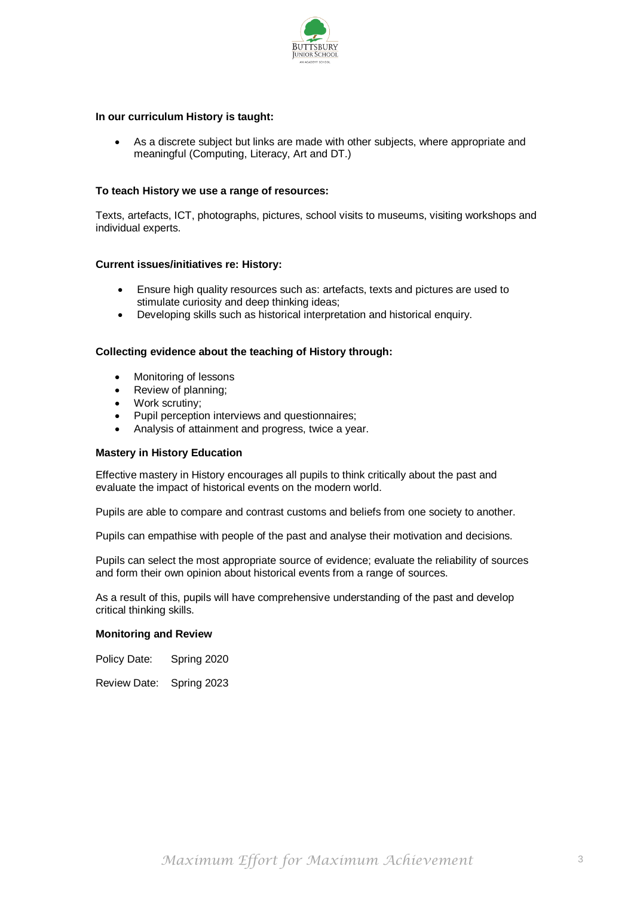**In our curriculum History is taught:**

- As a discrete subject but links are made with other subjects, where appropriate and meaningful (Computing, Literacy, Art and DT.)

**To teach History we use a range of resources:**

Texts, artefacts, ICT, photographs, pictures, school visits to museums, visiting workshops and individual experts.

**Current issues/initiatives re: History:**

- Ensure high quality resources such as: artefacts, texts and pictures are used to stimulate curiosity and deep thinking ideas;
- Developing skills such as historical interpretation and historical enquiry.

**Collecting evidence about the teaching of History through:**

- Monitoring of lessons
- Review of planning;
- Work scrutiny;
- Pupil perception interviews and questionnaires;
- Analysis of attainment and progress, twice a year.

**Mastery in History Education**

Effective mastery in History encourages all pupils to think critically about the past and evaluate the impact of historical events on the modern world.

Pupils are able to compare and contrast customs and beliefs from one society to another.

Pupils can empathise with people of the past and analyse their motivation and decisions.

Pupils can select the most appropriate source of evidence; evaluate the reliability of sources and form their own opinion about historical events from a range of sources.

As a result of this, pupils will have comprehensive understanding of the past and develop critical thinking skills.

**Monitoring and Review**

Policy Date: Spring 2020

Review Date: Spring 2023